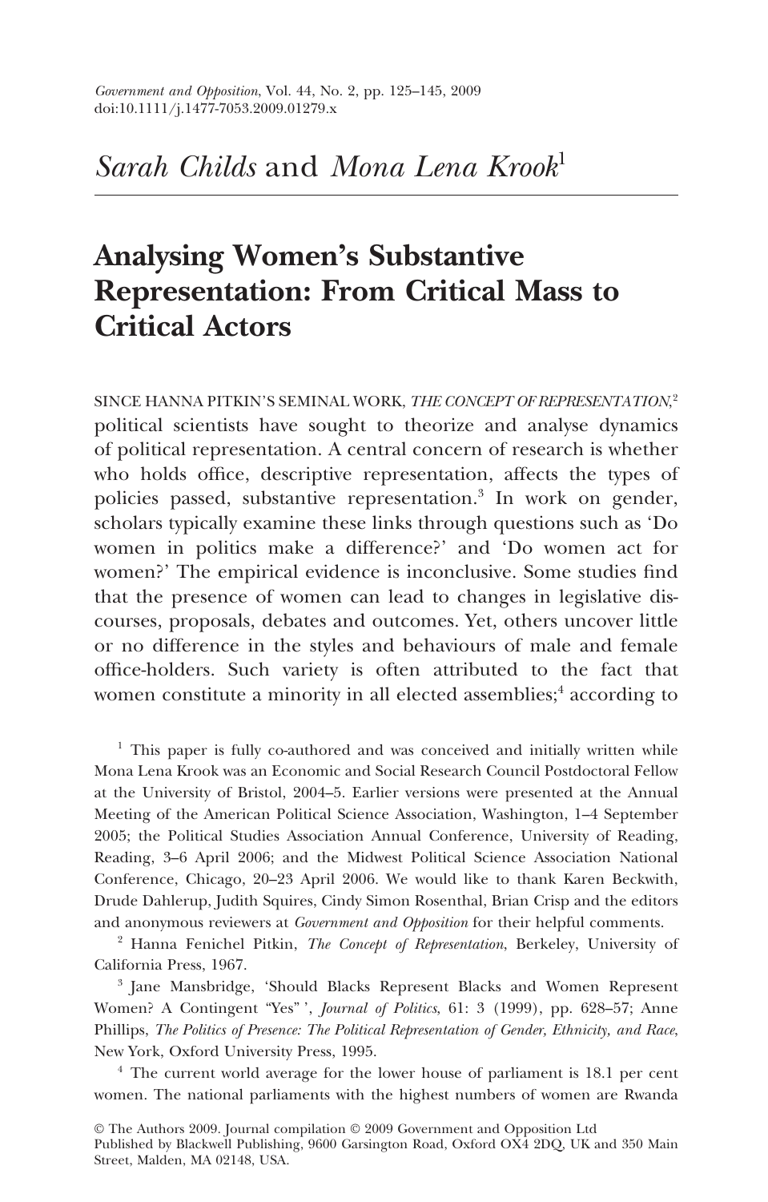*Government and Opposition*, Vol. 44, No. 2, pp. 125–145, 2009
doi:10.1111/j.1477-7053.2009.01279.x

*Sarah Childs* and *Mona Lena Krook*[1]

# Analysing Women's Substantive Representation: From Critical Mass to Critical Actors

SINCE HANNA PITKIN'S SEMINAL WORK, *THE CONCEPT OF REPRESENTATION*,[2] political scientists have sought to theorize and analyse dynamics of political representation. A central concern of research is whether who holds office, descriptive representation, affects the types of policies passed, substantive representation.[3] In work on gender, scholars typically examine these links through questions such as 'Do women in politics make a difference?' and 'Do women act for women?' The empirical evidence is inconclusive. Some studies find that the presence of women can lead to changes in legislative discourses, proposals, debates and outcomes. Yet, others uncover little or no difference in the styles and behaviours of male and female office-holders. Such variety is often attributed to the fact that women constitute a minority in all elected assemblies;[4] according to

[1] This paper is fully co-authored and was conceived and initially written while Mona Lena Krook was an Economic and Social Research Council Postdoctoral Fellow at the University of Bristol, 2004–5. Earlier versions were presented at the Annual Meeting of the American Political Science Association, Washington, 1–4 September 2005; the Political Studies Association Annual Conference, University of Reading, Reading, 3–6 April 2006; and the Midwest Political Science Association National Conference, Chicago, 20–23 April 2006. We would like to thank Karen Beckwith, Drude Dahlerup, Judith Squires, Cindy Simon Rosenthal, Brian Crisp and the editors and anonymous reviewers at *Government and Opposition* for their helpful comments.

[2] Hanna Fenichel Pitkin, *The Concept of Representation*, Berkeley, University of California Press, 1967.

[3] Jane Mansbridge, 'Should Blacks Represent Blacks and Women Represent Women? A Contingent "Yes" ', *Journal of Politics*, 61: 3 (1999), pp. 628–57; Anne Phillips, *The Politics of Presence: The Political Representation of Gender, Ethnicity, and Race*, New York, Oxford University Press, 1995.

[4] The current world average for the lower house of parliament is 18.1 per cent women. The national parliaments with the highest numbers of women are Rwanda

© The Authors 2009. Journal compilation © 2009 Government and Opposition Ltd
Published by Blackwell Publishing, 9600 Garsington Road, Oxford OX4 2DQ, UK and 350 Main Street, Malden, MA 02148, USA.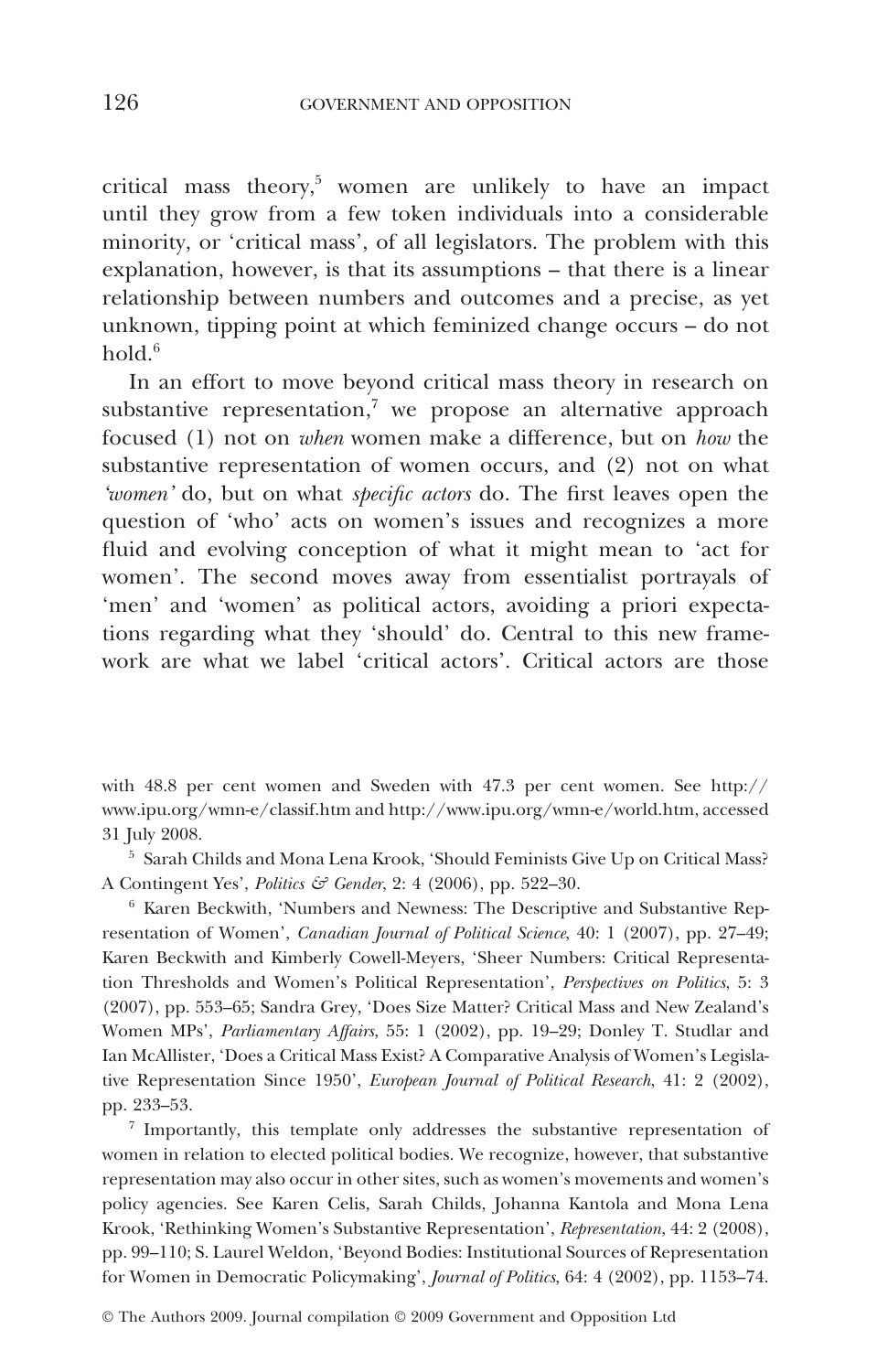critical mass theory,[5] women are unlikely to have an impact until they grow from a few token individuals into a considerable minority, or 'critical mass', of all legislators. The problem with this explanation, however, is that its assumptions – that there is a linear relationship between numbers and outcomes and a precise, as yet unknown, tipping point at which feminized change occurs – do not hold.[6]

In an effort to move beyond critical mass theory in research on substantive representation,[7] we propose an alternative approach focused (1) not on *when* women make a difference, but on *how* the substantive representation of women occurs, and (2) not on what *'women'* do, but on what *specific actors* do. The first leaves open the question of 'who' acts on women's issues and recognizes a more fluid and evolving conception of what it might mean to 'act for women'. The second moves away from essentialist portrayals of 'men' and 'women' as political actors, avoiding a priori expectations regarding what they 'should' do. Central to this new framework are what we label 'critical actors'. Critical actors are those

with 48.8 per cent women and Sweden with 47.3 per cent women. See http://www.ipu.org/wmn-e/classif.htm and http://www.ipu.org/wmn-e/world.htm, accessed 31 July 2008.

[5] Sarah Childs and Mona Lena Krook, 'Should Feminists Give Up on Critical Mass? A Contingent Yes', *Politics & Gender*, 2: 4 (2006), pp. 522–30.

[6] Karen Beckwith, 'Numbers and Newness: The Descriptive and Substantive Representation of Women', *Canadian Journal of Political Science*, 40: 1 (2007), pp. 27–49; Karen Beckwith and Kimberly Cowell-Meyers, 'Sheer Numbers: Critical Representation Thresholds and Women's Political Representation', *Perspectives on Politics*, 5: 3 (2007), pp. 553–65; Sandra Grey, 'Does Size Matter? Critical Mass and New Zealand's Women MPs', *Parliamentary Affairs*, 55: 1 (2002), pp. 19–29; Donley T. Studlar and Ian McAllister, 'Does a Critical Mass Exist? A Comparative Analysis of Women's Legislative Representation Since 1950', *European Journal of Political Research*, 41: 2 (2002), pp. 233–53.

[7] Importantly, this template only addresses the substantive representation of women in relation to elected political bodies. We recognize, however, that substantive representation may also occur in other sites, such as women's movements and women's policy agencies. See Karen Celis, Sarah Childs, Johanna Kantola and Mona Lena Krook, 'Rethinking Women's Substantive Representation', *Representation*, 44: 2 (2008), pp. 99–110; S. Laurel Weldon, 'Beyond Bodies: Institutional Sources of Representation for Women in Democratic Policymaking', *Journal of Politics*, 64: 4 (2002), pp. 1153–74.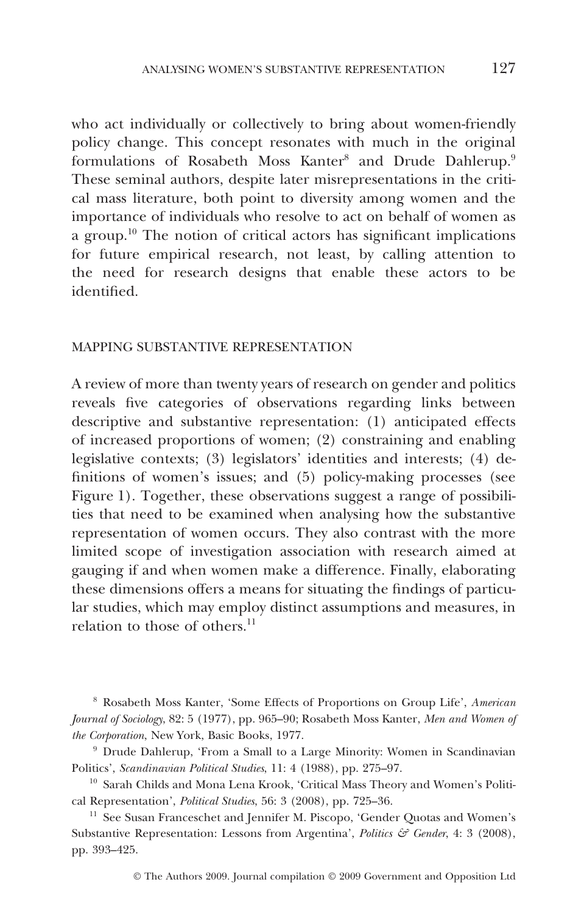who act individually or collectively to bring about women-friendly policy change. This concept resonates with much in the original formulations of Rosabeth Moss Kanter[8] and Drude Dahlerup.[9] These seminal authors, despite later misrepresentations in the critical mass literature, both point to diversity among women and the importance of individuals who resolve to act on behalf of women as a group.[10] The notion of critical actors has significant implications for future empirical research, not least, by calling attention to the need for research designs that enable these actors to be identified.

## MAPPING SUBSTANTIVE REPRESENTATION

A review of more than twenty years of research on gender and politics reveals five categories of observations regarding links between descriptive and substantive representation: (1) anticipated effects of increased proportions of women; (2) constraining and enabling legislative contexts; (3) legislators' identities and interests; (4) definitions of women's issues; and (5) policy-making processes (see Figure 1). Together, these observations suggest a range of possibilities that need to be examined when analysing how the substantive representation of women occurs. They also contrast with the more limited scope of investigation association with research aimed at gauging if and when women make a difference. Finally, elaborating these dimensions offers a means for situating the findings of particular studies, which may employ distinct assumptions and measures, in relation to those of others.[11]

---

[8] Rosabeth Moss Kanter, 'Some Effects of Proportions on Group Life', *American Journal of Sociology*, 82: 5 (1977), pp. 965–90; Rosabeth Moss Kanter, *Men and Women of the Corporation*, New York, Basic Books, 1977.

[9] Drude Dahlerup, 'From a Small to a Large Minority: Women in Scandinavian Politics', *Scandinavian Political Studies*, 11: 4 (1988), pp. 275–97.

[10] Sarah Childs and Mona Lena Krook, 'Critical Mass Theory and Women's Political Representation', *Political Studies*, 56: 3 (2008), pp. 725–36.

[11] See Susan Franceschet and Jennifer M. Piscopo, 'Gender Quotas and Women's Substantive Representation: Lessons from Argentina', *Politics & Gender*, 4: 3 (2008), pp. 393–425.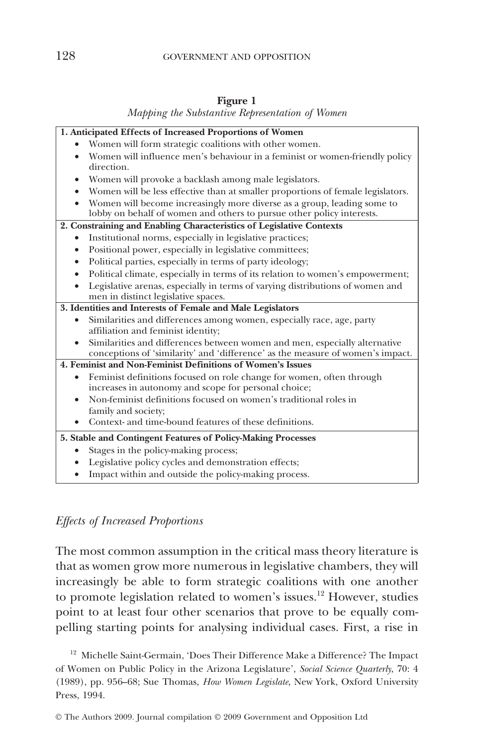**Figure 1**

*Mapping the Substantive Representation of Women*

**1. Anticipated Effects of Increased Proportions of Women**

- Women will form strategic coalitions with other women.
- Women will influence men's behaviour in a feminist or women-friendly policy direction.
- Women will provoke a backlash among male legislators.
- Women will be less effective than at smaller proportions of female legislators.
- Women will become increasingly more diverse as a group, leading some to lobby on behalf of women and others to pursue other policy interests.

**2. Constraining and Enabling Characteristics of Legislative Contexts**

- Institutional norms, especially in legislative practices;
- Positional power, especially in legislative committees;
- Political parties, especially in terms of party ideology;
- Political climate, especially in terms of its relation to women's empowerment;
- Legislative arenas, especially in terms of varying distributions of women and men in distinct legislative spaces.

**3. Identities and Interests of Female and Male Legislators**

- Similarities and differences among women, especially race, age, party affiliation and feminist identity;
- Similarities and differences between women and men, especially alternative conceptions of 'similarity' and 'difference' as the measure of women's impact.

**4. Feminist and Non-Feminist Definitions of Women's Issues**

- Feminist definitions focused on role change for women, often through increases in autonomy and scope for personal choice;
- Non-feminist definitions focused on women's traditional roles in family and society;
- Context- and time-bound features of these definitions.

**5. Stable and Contingent Features of Policy-Making Processes**

- Stages in the policy-making process;
- Legislative policy cycles and demonstration effects;
- Impact within and outside the policy-making process.

### *Effects of Increased Proportions*

The most common assumption in the critical mass theory literature is that as women grow more numerous in legislative chambers, they will increasingly be able to form strategic coalitions with one another to promote legislation related to women's issues.[12] However, studies point to at least four other scenarios that prove to be equally compelling starting points for analysing individual cases. First, a rise in

[12] Michelle Saint-Germain, 'Does Their Difference Make a Difference? The Impact of Women on Public Policy in the Arizona Legislature', *Social Science Quarterly*, 70: 4 (1989), pp. 956–68; Sue Thomas, *How Women Legislate*, New York, Oxford University Press, 1994.

© The Authors 2009. Journal compilation © 2009 Government and Opposition Ltd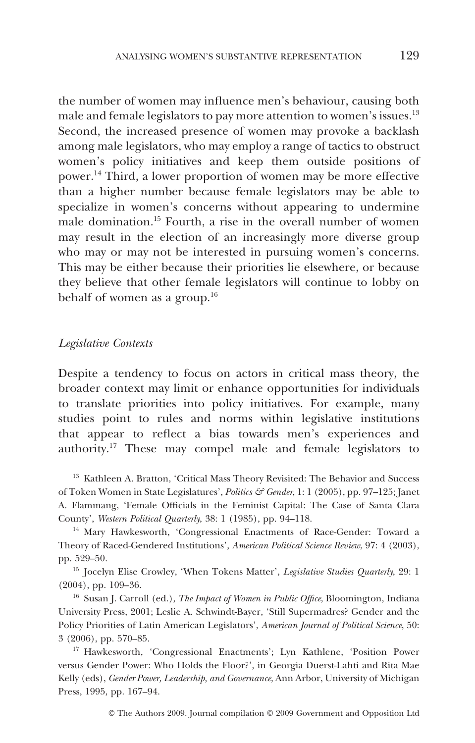the number of women may influence men's behaviour, causing both male and female legislators to pay more attention to women's issues.[13] Second, the increased presence of women may provoke a backlash among male legislators, who may employ a range of tactics to obstruct women's policy initiatives and keep them outside positions of power.[14] Third, a lower proportion of women may be more effective than a higher number because female legislators may be able to specialize in women's concerns without appearing to undermine male domination.[15] Fourth, a rise in the overall number of women may result in the election of an increasingly more diverse group who may or may not be interested in pursuing women's concerns. This may be either because their priorities lie elsewhere, or because they believe that other female legislators will continue to lobby on behalf of women as a group.[16]

### *Legislative Contexts*

Despite a tendency to focus on actors in critical mass theory, the broader context may limit or enhance opportunities for individuals to translate priorities into policy initiatives. For example, many studies point to rules and norms within legislative institutions that appear to reflect a bias towards men's experiences and authority.[17] These may compel male and female legislators to

[13] Kathleen A. Bratton, 'Critical Mass Theory Revisited: The Behavior and Success of Token Women in State Legislatures', *Politics & Gender*, 1: 1 (2005), pp. 97–125; Janet A. Flammang, 'Female Officials in the Feminist Capital: The Case of Santa Clara County', *Western Political Quarterly*, 38: 1 (1985), pp. 94–118.

[14] Mary Hawkesworth, 'Congressional Enactments of Race-Gender: Toward a Theory of Raced-Gendered Institutions', *American Political Science Review*, 97: 4 (2003), pp. 529–50.

[15] Jocelyn Elise Crowley, 'When Tokens Matter', *Legislative Studies Quarterly*, 29: 1 (2004), pp. 109–36.

[16] Susan J. Carroll (ed.), *The Impact of Women in Public Office*, Bloomington, Indiana University Press, 2001; Leslie A. Schwindt-Bayer, 'Still Supermadres? Gender and the Policy Priorities of Latin American Legislators', *American Journal of Political Science*, 50: 3 (2006), pp. 570–85.

[17] Hawkesworth, 'Congressional Enactments'; Lyn Kathlene, 'Position Power versus Gender Power: Who Holds the Floor?', in Georgia Duerst-Lahti and Rita Mae Kelly (eds), *Gender Power, Leadership, and Governance*, Ann Arbor, University of Michigan Press, 1995, pp. 167–94.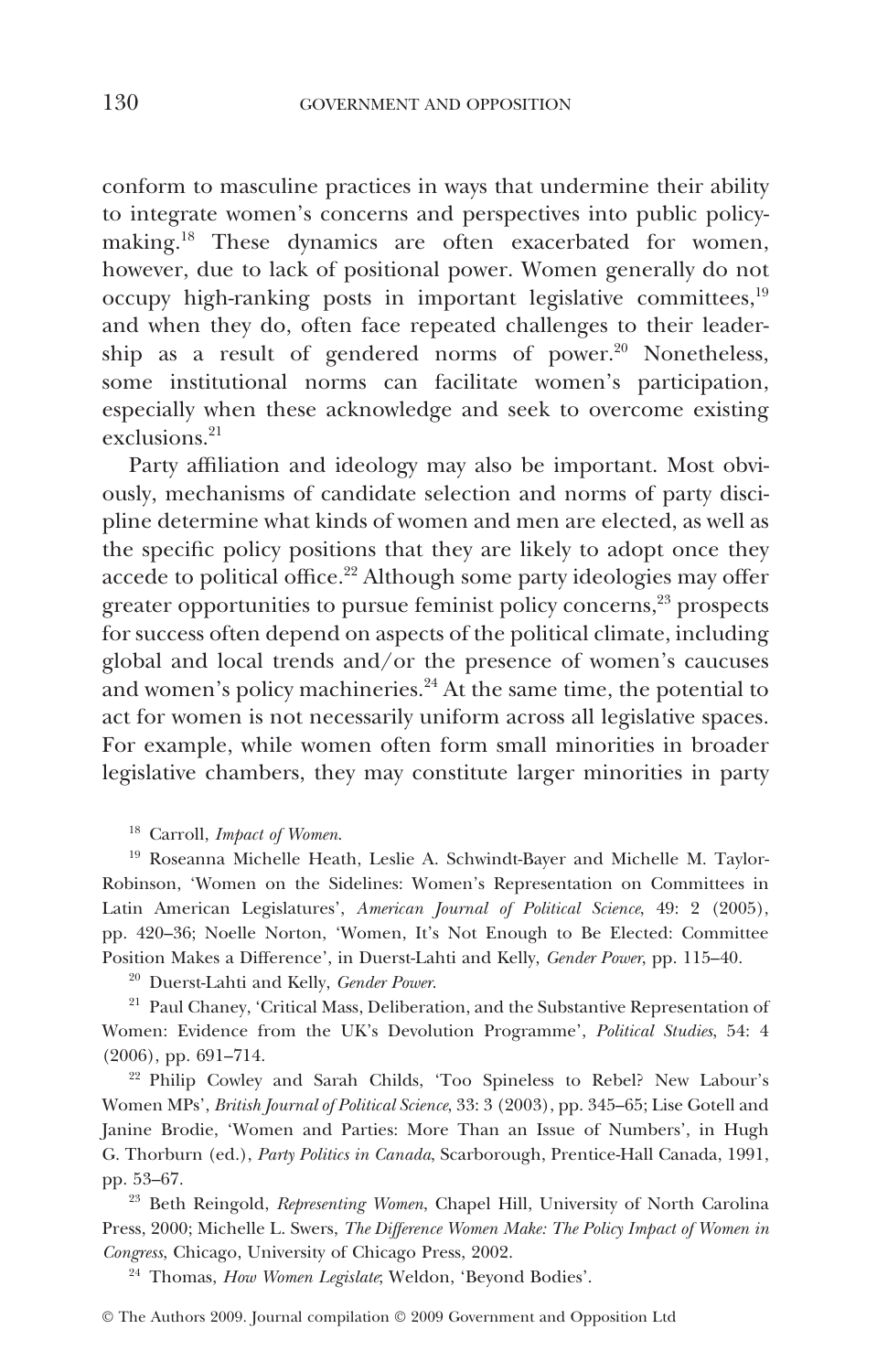conform to masculine practices in ways that undermine their ability to integrate women's concerns and perspectives into public policy-making.[18] These dynamics are often exacerbated for women, however, due to lack of positional power. Women generally do not occupy high-ranking posts in important legislative committees,[19] and when they do, often face repeated challenges to their leadership as a result of gendered norms of power.[20] Nonetheless, some institutional norms can facilitate women's participation, especially when these acknowledge and seek to overcome existing exclusions.[21]

Party affiliation and ideology may also be important. Most obviously, mechanisms of candidate selection and norms of party discipline determine what kinds of women and men are elected, as well as the specific policy positions that they are likely to adopt once they accede to political office.[22] Although some party ideologies may offer greater opportunities to pursue feminist policy concerns,[23] prospects for success often depend on aspects of the political climate, including global and local trends and/or the presence of women's caucuses and women's policy machineries.[24] At the same time, the potential to act for women is not necessarily uniform across all legislative spaces. For example, while women often form small minorities in broader legislative chambers, they may constitute larger minorities in party

[18] Carroll, *Impact of Women*.

[19] Roseanna Michelle Heath, Leslie A. Schwindt-Bayer and Michelle M. Taylor-Robinson, 'Women on the Sidelines: Women's Representation on Committees in Latin American Legislatures', *American Journal of Political Science*, 49: 2 (2005), pp. 420–36; Noelle Norton, 'Women, It's Not Enough to Be Elected: Committee Position Makes a Difference', in Duerst-Lahti and Kelly, *Gender Power*, pp. 115–40.

[20] Duerst-Lahti and Kelly, *Gender Power*.

[21] Paul Chaney, 'Critical Mass, Deliberation, and the Substantive Representation of Women: Evidence from the UK's Devolution Programme', *Political Studies*, 54: 4 (2006), pp. 691–714.

[22] Philip Cowley and Sarah Childs, 'Too Spineless to Rebel? New Labour's Women MPs', *British Journal of Political Science*, 33: 3 (2003), pp. 345–65; Lise Gotell and Janine Brodie, 'Women and Parties: More Than an Issue of Numbers', in Hugh G. Thorburn (ed.), *Party Politics in Canada*, Scarborough, Prentice-Hall Canada, 1991, pp. 53–67.

[23] Beth Reingold, *Representing Women*, Chapel Hill, University of North Carolina Press, 2000; Michelle L. Swers, *The Difference Women Make: The Policy Impact of Women in Congress*, Chicago, University of Chicago Press, 2002.

[24] Thomas, *How Women Legislate*; Weldon, 'Beyond Bodies'.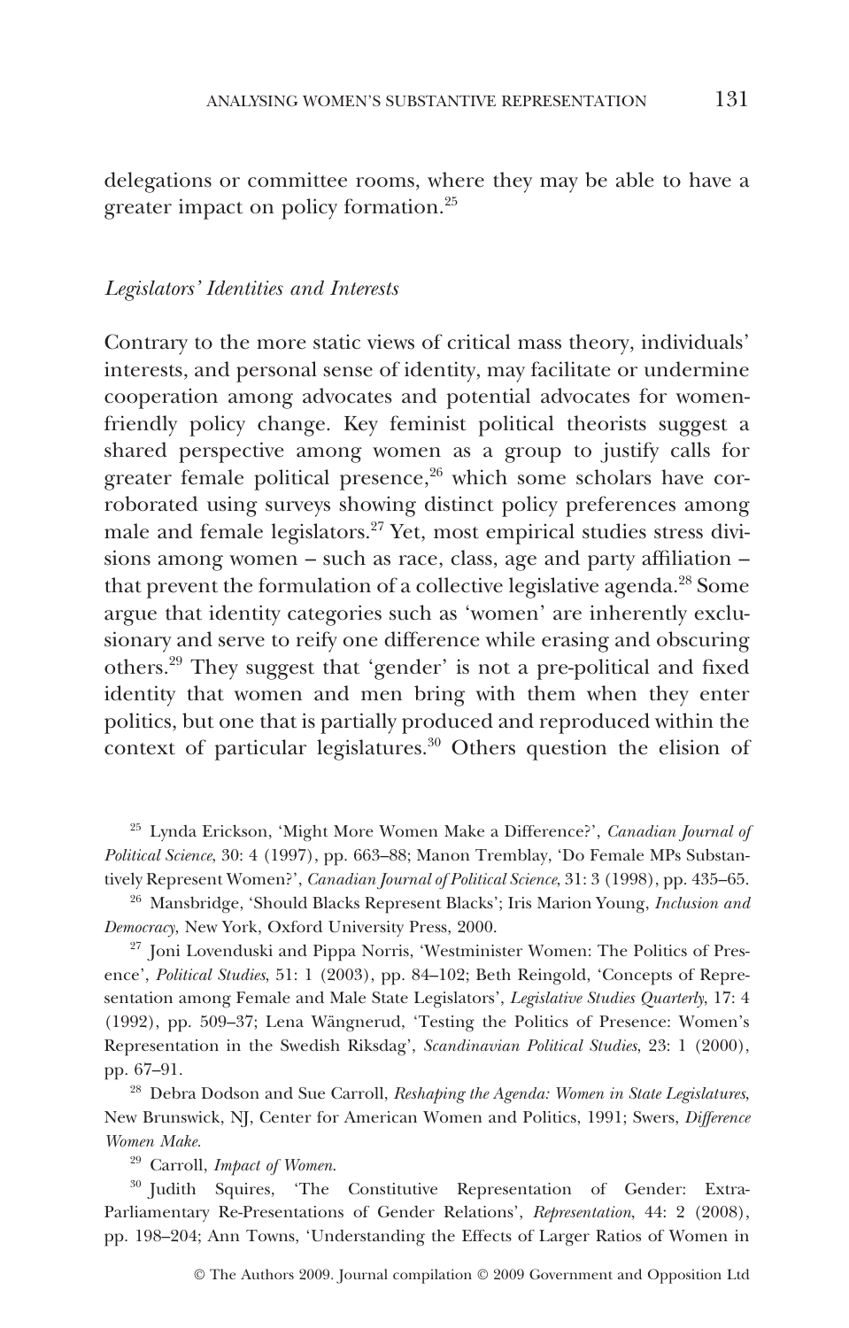delegations or committee rooms, where they may be able to have a greater impact on policy formation.[25]

### *Legislators' Identities and Interests*

Contrary to the more static views of critical mass theory, individuals' interests, and personal sense of identity, may facilitate or undermine cooperation among advocates and potential advocates for women-friendly policy change. Key feminist political theorists suggest a shared perspective among women as a group to justify calls for greater female political presence,[26] which some scholars have corroborated using surveys showing distinct policy preferences among male and female legislators.[27] Yet, most empirical studies stress divisions among women – such as race, class, age and party affiliation – that prevent the formulation of a collective legislative agenda.[28] Some argue that identity categories such as 'women' are inherently exclusionary and serve to reify one difference while erasing and obscuring others.[29] They suggest that 'gender' is not a pre-political and fixed identity that women and men bring with them when they enter politics, but one that is partially produced and reproduced within the context of particular legislatures.[30] Others question the elision of

[25] Lynda Erickson, 'Might More Women Make a Difference?', *Canadian Journal of Political Science*, 30: 4 (1997), pp. 663–88; Manon Tremblay, 'Do Female MPs Substantively Represent Women?', *Canadian Journal of Political Science*, 31: 3 (1998), pp. 435–65.

[26] Mansbridge, 'Should Blacks Represent Blacks'; Iris Marion Young, *Inclusion and Democracy*, New York, Oxford University Press, 2000.

[27] Joni Lovenduski and Pippa Norris, 'Westminister Women: The Politics of Presence', *Political Studies*, 51: 1 (2003), pp. 84–102; Beth Reingold, 'Concepts of Representation among Female and Male State Legislators', *Legislative Studies Quarterly*, 17: 4 (1992), pp. 509–37; Lena Wängnerud, 'Testing the Politics of Presence: Women's Representation in the Swedish Riksdag', *Scandinavian Political Studies*, 23: 1 (2000), pp. 67–91.

[28] Debra Dodson and Sue Carroll, *Reshaping the Agenda: Women in State Legislatures*, New Brunswick, NJ, Center for American Women and Politics, 1991; Swers, *Difference Women Make*.

[29] Carroll, *Impact of Women*.

[30] Judith Squires, 'The Constitutive Representation of Gender: Extra-Parliamentary Re-Presentations of Gender Relations', *Representation*, 44: 2 (2008), pp. 198–204; Ann Towns, 'Understanding the Effects of Larger Ratios of Women in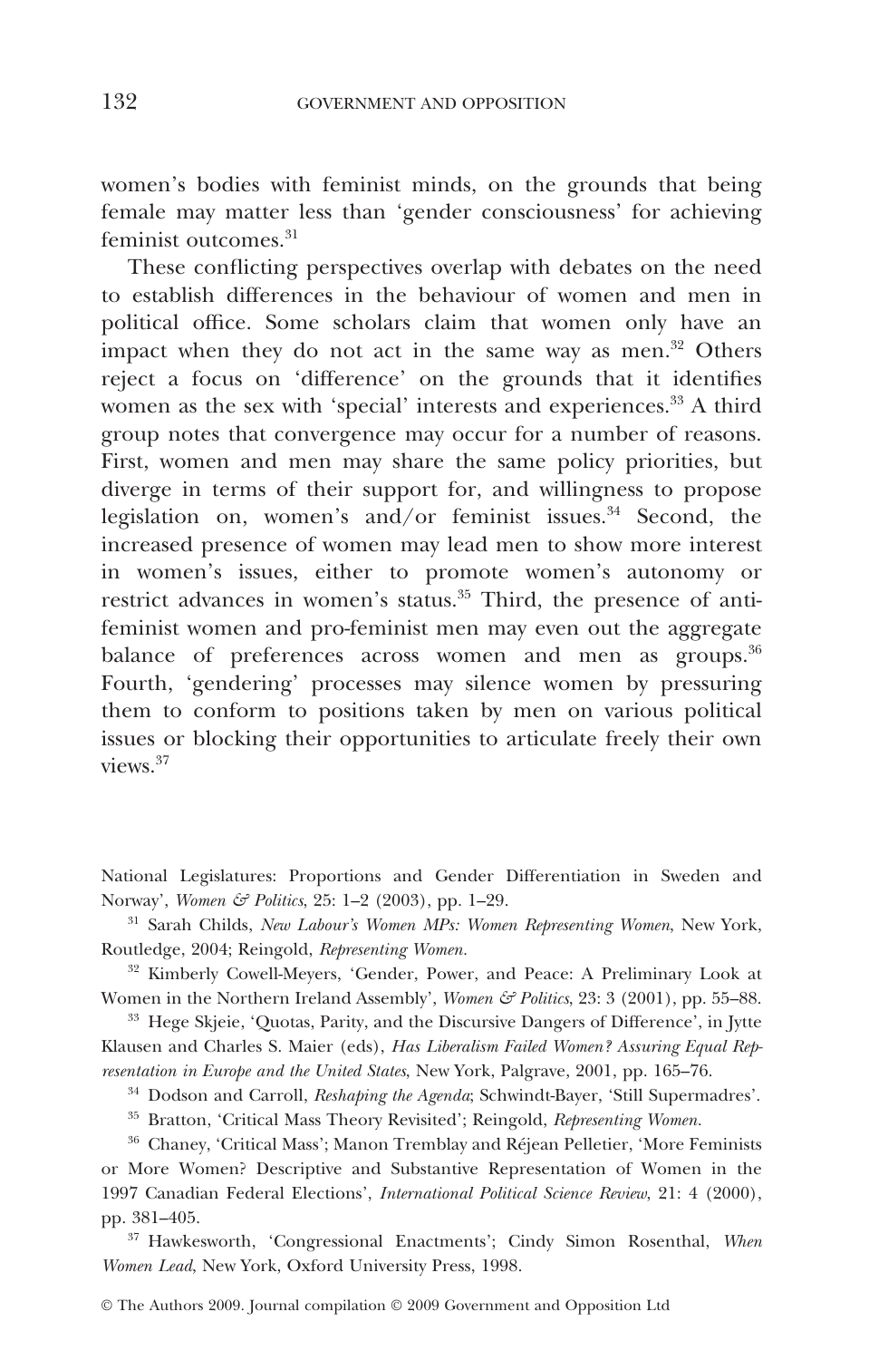women's bodies with feminist minds, on the grounds that being female may matter less than 'gender consciousness' for achieving feminist outcomes.[31]

These conflicting perspectives overlap with debates on the need to establish differences in the behaviour of women and men in political office. Some scholars claim that women only have an impact when they do not act in the same way as men.[32] Others reject a focus on 'difference' on the grounds that it identifies women as the sex with 'special' interests and experiences.[33] A third group notes that convergence may occur for a number of reasons. First, women and men may share the same policy priorities, but diverge in terms of their support for, and willingness to propose legislation on, women's and/or feminist issues.[34] Second, the increased presence of women may lead men to show more interest in women's issues, either to promote women's autonomy or restrict advances in women's status.[35] Third, the presence of anti-feminist women and pro-feminist men may even out the aggregate balance of preferences across women and men as groups.[36] Fourth, 'gendering' processes may silence women by pressuring them to conform to positions taken by men on various political issues or blocking their opportunities to articulate freely their own views.[37]

National Legislatures: Proportions and Gender Differentiation in Sweden and Norway', *Women & Politics*, 25: 1–2 (2003), pp. 1–29.

[31] Sarah Childs, *New Labour's Women MPs: Women Representing Women*, New York, Routledge, 2004; Reingold, *Representing Women*.

[32] Kimberly Cowell-Meyers, 'Gender, Power, and Peace: A Preliminary Look at Women in the Northern Ireland Assembly', *Women & Politics*, 23: 3 (2001), pp. 55–88.

[33] Hege Skjeie, 'Quotas, Parity, and the Discursive Dangers of Difference', in Jytte Klausen and Charles S. Maier (eds), *Has Liberalism Failed Women? Assuring Equal Representation in Europe and the United States*, New York, Palgrave, 2001, pp. 165–76.

[34] Dodson and Carroll, *Reshaping the Agenda*; Schwindt-Bayer, 'Still Supermadres'.

[35] Bratton, 'Critical Mass Theory Revisited'; Reingold, *Representing Women*.

[36] Chaney, 'Critical Mass'; Manon Tremblay and Réjean Pelletier, 'More Feminists or More Women? Descriptive and Substantive Representation of Women in the 1997 Canadian Federal Elections', *International Political Science Review*, 21: 4 (2000), pp. 381–405.

[37] Hawkesworth, 'Congressional Enactments'; Cindy Simon Rosenthal, *When Women Lead*, New York, Oxford University Press, 1998.

© The Authors 2009. Journal compilation © 2009 Government and Opposition Ltd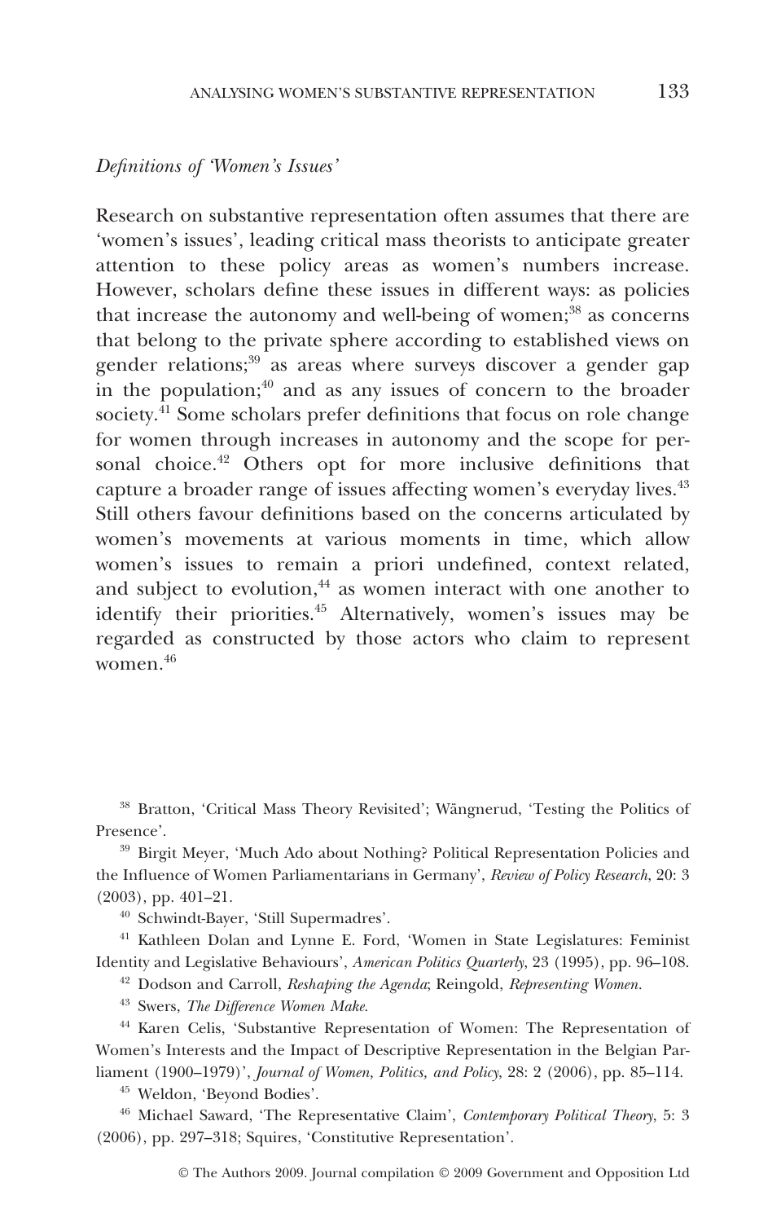*Definitions of 'Women's Issues'*

Research on substantive representation often assumes that there are 'women's issues', leading critical mass theorists to anticipate greater attention to these policy areas as women's numbers increase. However, scholars define these issues in different ways: as policies that increase the autonomy and well-being of women;[38] as concerns that belong to the private sphere according to established views on gender relations;[39] as areas where surveys discover a gender gap in the population;[40] and as any issues of concern to the broader society.[41] Some scholars prefer definitions that focus on role change for women through increases in autonomy and the scope for personal choice.[42] Others opt for more inclusive definitions that capture a broader range of issues affecting women's everyday lives.[43] Still others favour definitions based on the concerns articulated by women's movements at various moments in time, which allow women's issues to remain a priori undefined, context related, and subject to evolution,[44] as women interact with one another to identify their priorities.[45] Alternatively, women's issues may be regarded as constructed by those actors who claim to represent women.[46]

[38] Bratton, 'Critical Mass Theory Revisited'; Wängnerud, 'Testing the Politics of Presence'.

[39] Birgit Meyer, 'Much Ado about Nothing? Political Representation Policies and the Influence of Women Parliamentarians in Germany', *Review of Policy Research*, 20: 3 (2003), pp. 401–21.

[40] Schwindt-Bayer, 'Still Supermadres'.

[41] Kathleen Dolan and Lynne E. Ford, 'Women in State Legislatures: Feminist Identity and Legislative Behaviours', *American Politics Quarterly*, 23 (1995), pp. 96–108.

[42] Dodson and Carroll, *Reshaping the Agenda*; Reingold, *Representing Women*.

[43] Swers, *The Difference Women Make*.

[44] Karen Celis, 'Substantive Representation of Women: The Representation of Women's Interests and the Impact of Descriptive Representation in the Belgian Parliament (1900–1979)', *Journal of Women, Politics, and Policy*, 28: 2 (2006), pp. 85–114.

[45] Weldon, 'Beyond Bodies'.

[46] Michael Saward, 'The Representative Claim', *Contemporary Political Theory*, 5: 3 (2006), pp. 297–318; Squires, 'Constitutive Representation'.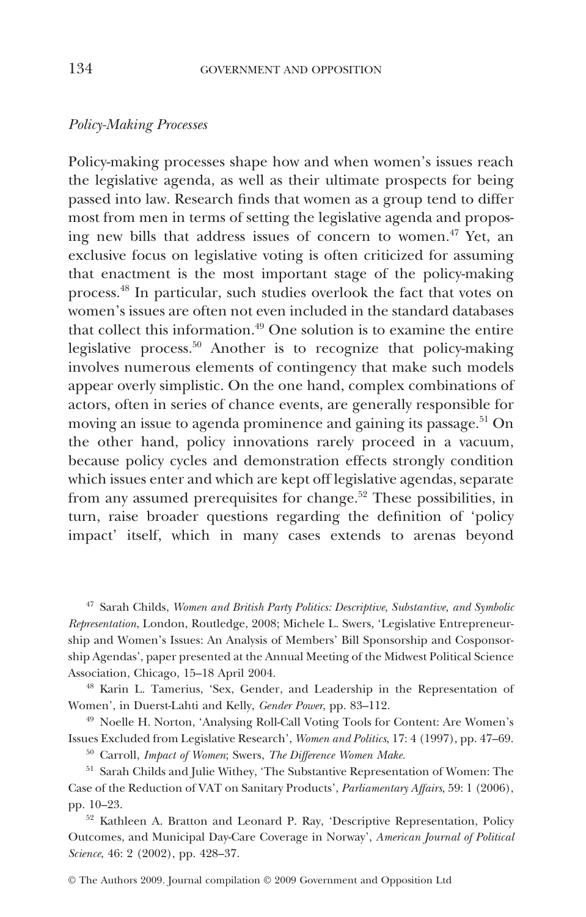*Policy-Making Processes*

Policy-making processes shape how and when women's issues reach the legislative agenda, as well as their ultimate prospects for being passed into law. Research finds that women as a group tend to differ most from men in terms of setting the legislative agenda and proposing new bills that address issues of concern to women.[47] Yet, an exclusive focus on legislative voting is often criticized for assuming that enactment is the most important stage of the policy-making process.[48] In particular, such studies overlook the fact that votes on women's issues are often not even included in the standard databases that collect this information.[49] One solution is to examine the entire legislative process.[50] Another is to recognize that policy-making involves numerous elements of contingency that make such models appear overly simplistic. On the one hand, complex combinations of actors, often in series of chance events, are generally responsible for moving an issue to agenda prominence and gaining its passage.[51] On the other hand, policy innovations rarely proceed in a vacuum, because policy cycles and demonstration effects strongly condition which issues enter and which are kept off legislative agendas, separate from any assumed prerequisites for change.[52] These possibilities, in turn, raise broader questions regarding the definition of 'policy impact' itself, which in many cases extends to arenas beyond

[47] Sarah Childs, *Women and British Party Politics: Descriptive, Substantive, and Symbolic Representation*, London, Routledge, 2008; Michele L. Swers, 'Legislative Entrepreneurship and Women's Issues: An Analysis of Members' Bill Sponsorship and Cosponsorship Agendas', paper presented at the Annual Meeting of the Midwest Political Science Association, Chicago, 15–18 April 2004.

[48] Karin L. Tamerius, 'Sex, Gender, and Leadership in the Representation of Women', in Duerst-Lahti and Kelly, *Gender Power*, pp. 83–112.

[49] Noelle H. Norton, 'Analysing Roll-Call Voting Tools for Content: Are Women's Issues Excluded from Legislative Research', *Women and Politics*, 17: 4 (1997), pp. 47–69.

[50] Carroll, *Impact of Women*; Swers, *The Difference Women Make*.

[51] Sarah Childs and Julie Withey, 'The Substantive Representation of Women: The Case of the Reduction of VAT on Sanitary Products', *Parliamentary Affairs*, 59: 1 (2006), pp. 10–23.

[52] Kathleen A. Bratton and Leonard P. Ray, 'Descriptive Representation, Policy Outcomes, and Municipal Day-Care Coverage in Norway', *American Journal of Political Science*, 46: 2 (2002), pp. 428–37.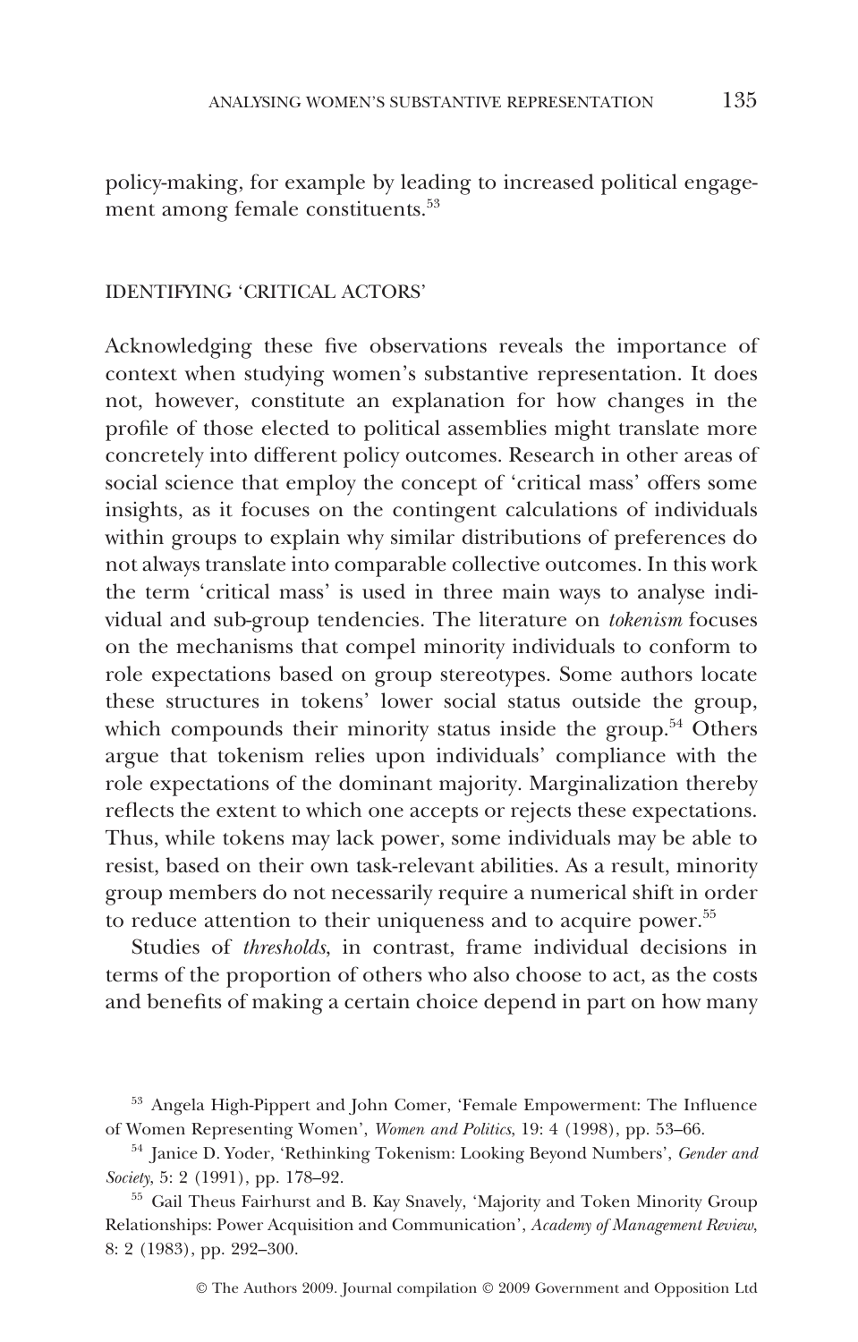policy-making, for example by leading to increased political engagement among female constituents.[53]

## IDENTIFYING 'CRITICAL ACTORS'

Acknowledging these five observations reveals the importance of context when studying women's substantive representation. It does not, however, constitute an explanation for how changes in the profile of those elected to political assemblies might translate more concretely into different policy outcomes. Research in other areas of social science that employ the concept of 'critical mass' offers some insights, as it focuses on the contingent calculations of individuals within groups to explain why similar distributions of preferences do not always translate into comparable collective outcomes. In this work the term 'critical mass' is used in three main ways to analyse individual and sub-group tendencies. The literature on *tokenism* focuses on the mechanisms that compel minority individuals to conform to role expectations based on group stereotypes. Some authors locate these structures in tokens' lower social status outside the group, which compounds their minority status inside the group.[54] Others argue that tokenism relies upon individuals' compliance with the role expectations of the dominant majority. Marginalization thereby reflects the extent to which one accepts or rejects these expectations. Thus, while tokens may lack power, some individuals may be able to resist, based on their own task-relevant abilities. As a result, minority group members do not necessarily require a numerical shift in order to reduce attention to their uniqueness and to acquire power.[55]

Studies of *thresholds*, in contrast, frame individual decisions in terms of the proportion of others who also choose to act, as the costs and benefits of making a certain choice depend in part on how many

---

[53] Angela High-Pippert and John Comer, 'Female Empowerment: The Influence of Women Representing Women', *Women and Politics*, 19: 4 (1998), pp. 53–66.

[54] Janice D. Yoder, 'Rethinking Tokenism: Looking Beyond Numbers', *Gender and Society*, 5: 2 (1991), pp. 178–92.

[55] Gail Theus Fairhurst and B. Kay Snavely, 'Majority and Token Minority Group Relationships: Power Acquisition and Communication', *Academy of Management Review*, 8: 2 (1983), pp. 292–300.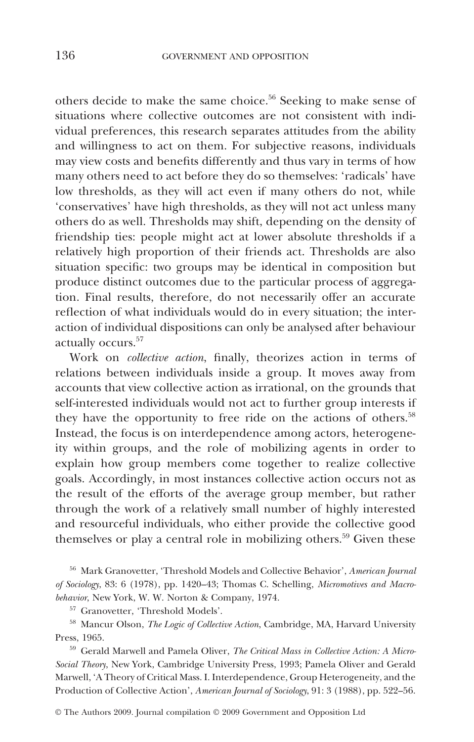others decide to make the same choice.[56] Seeking to make sense of situations where collective outcomes are not consistent with individual preferences, this research separates attitudes from the ability and willingness to act on them. For subjective reasons, individuals may view costs and benefits differently and thus vary in terms of how many others need to act before they do so themselves: 'radicals' have low thresholds, as they will act even if many others do not, while 'conservatives' have high thresholds, as they will not act unless many others do as well. Thresholds may shift, depending on the density of friendship ties: people might act at lower absolute thresholds if a relatively high proportion of their friends act. Thresholds are also situation specific: two groups may be identical in composition but produce distinct outcomes due to the particular process of aggregation. Final results, therefore, do not necessarily offer an accurate reflection of what individuals would do in every situation; the interaction of individual dispositions can only be analysed after behaviour actually occurs.[57]

Work on *collective action*, finally, theorizes action in terms of relations between individuals inside a group. It moves away from accounts that view collective action as irrational, on the grounds that self-interested individuals would not act to further group interests if they have the opportunity to free ride on the actions of others.[58] Instead, the focus is on interdependence among actors, heterogeneity within groups, and the role of mobilizing agents in order to explain how group members come together to realize collective goals. Accordingly, in most instances collective action occurs not as the result of the efforts of the average group member, but rather through the work of a relatively small number of highly interested and resourceful individuals, who either provide the collective good themselves or play a central role in mobilizing others.[59] Given these

[56] Mark Granovetter, 'Threshold Models and Collective Behavior', *American Journal of Sociology*, 83: 6 (1978), pp. 1420–43; Thomas C. Schelling, *Micromotives and Macrobehavior*, New York, W. W. Norton & Company, 1974.

[57] Granovetter, 'Threshold Models'.

[58] Mancur Olson, *The Logic of Collective Action*, Cambridge, MA, Harvard University Press, 1965.

[59] Gerald Marwell and Pamela Oliver, *The Critical Mass in Collective Action: A Micro-Social Theory*, New York, Cambridge University Press, 1993; Pamela Oliver and Gerald Marwell, 'A Theory of Critical Mass. I. Interdependence, Group Heterogeneity, and the Production of Collective Action', *American Journal of Sociology*, 91: 3 (1988), pp. 522–56.

© The Authors 2009. Journal compilation © 2009 Government and Opposition Ltd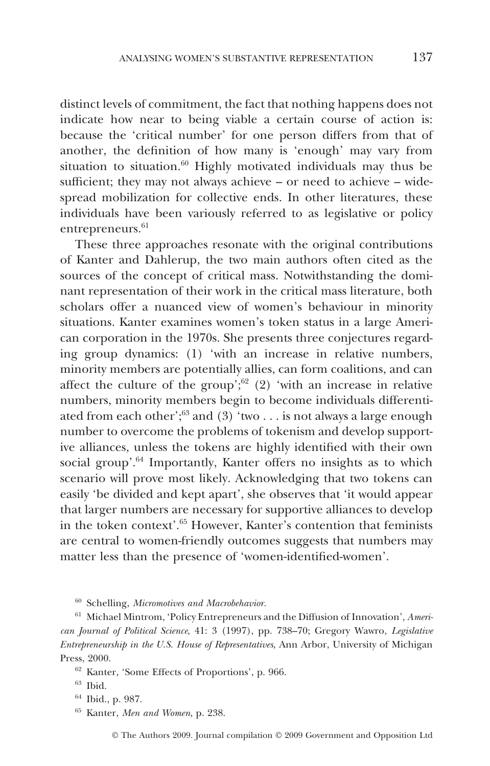distinct levels of commitment, the fact that nothing happens does not indicate how near to being viable a certain course of action is: because the 'critical number' for one person differs from that of another, the definition of how many is 'enough' may vary from situation to situation.[60] Highly motivated individuals may thus be sufficient; they may not always achieve – or need to achieve – widespread mobilization for collective ends. In other literatures, these individuals have been variously referred to as legislative or policy entrepreneurs.[61]

These three approaches resonate with the original contributions of Kanter and Dahlerup, the two main authors often cited as the sources of the concept of critical mass. Notwithstanding the dominant representation of their work in the critical mass literature, both scholars offer a nuanced view of women's behaviour in minority situations. Kanter examines women's token status in a large American corporation in the 1970s. She presents three conjectures regarding group dynamics: (1) 'with an increase in relative numbers, minority members are potentially allies, can form coalitions, and can affect the culture of the group';[62] (2) 'with an increase in relative numbers, minority members begin to become individuals differentiated from each other';[63] and (3) 'two . . . is not always a large enough number to overcome the problems of tokenism and develop supportive alliances, unless the tokens are highly identified with their own social group'.[64] Importantly, Kanter offers no insights as to which scenario will prove most likely. Acknowledging that two tokens can easily 'be divided and kept apart', she observes that 'it would appear that larger numbers are necessary for supportive alliances to develop in the token context'.[65] However, Kanter's contention that feminists are central to women-friendly outcomes suggests that numbers may matter less than the presence of 'women-identified-women'.

[60] Schelling, *Micromotives and Macrobehavior*.

[61] Michael Mintrom, 'Policy Entrepreneurs and the Diffusion of Innovation', *American Journal of Political Science*, 41: 3 (1997), pp. 738–70; Gregory Wawro, *Legislative Entrepreneurship in the U.S. House of Representatives*, Ann Arbor, University of Michigan Press, 2000.

[62] Kanter, 'Some Effects of Proportions', p. 966.

[63] Ibid.

[64] Ibid., p. 987.

[65] Kanter, *Men and Women*, p. 238.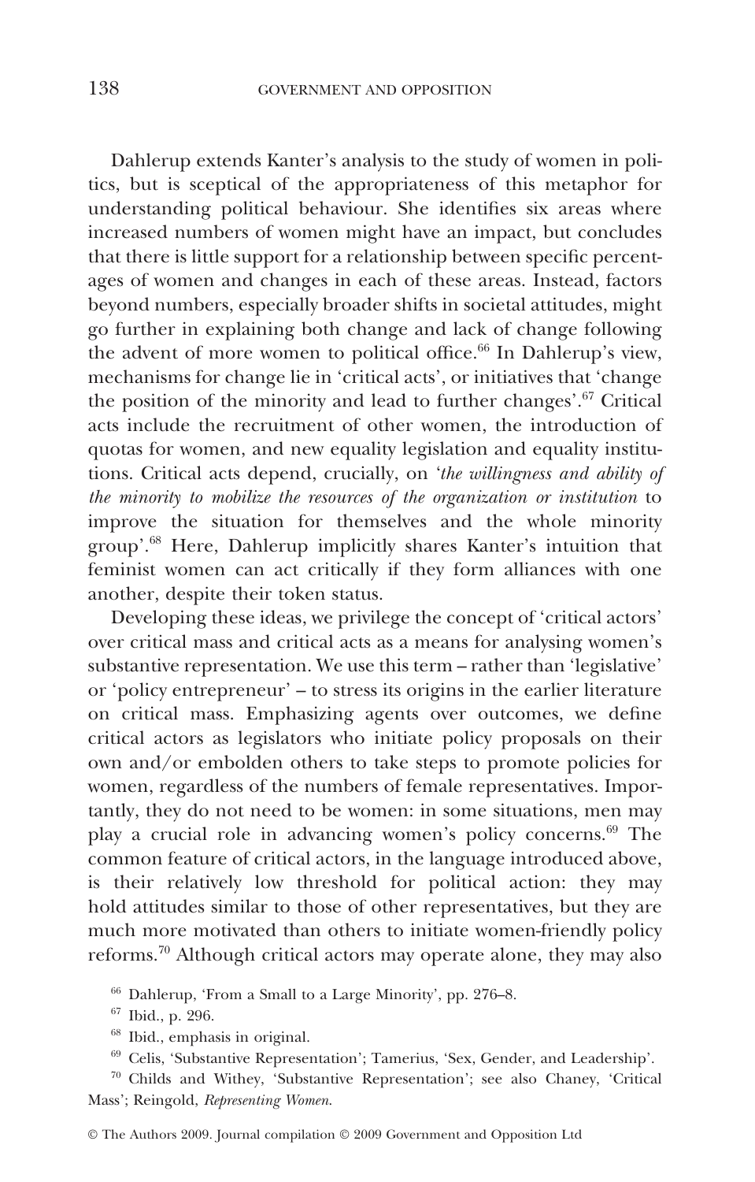Dahlerup extends Kanter's analysis to the study of women in politics, but is sceptical of the appropriateness of this metaphor for understanding political behaviour. She identifies six areas where increased numbers of women might have an impact, but concludes that there is little support for a relationship between specific percentages of women and changes in each of these areas. Instead, factors beyond numbers, especially broader shifts in societal attitudes, might go further in explaining both change and lack of change following the advent of more women to political office.[66] In Dahlerup's view, mechanisms for change lie in 'critical acts', or initiatives that 'change the position of the minority and lead to further changes'.[67] Critical acts include the recruitment of other women, the introduction of quotas for women, and new equality legislation and equality institutions. Critical acts depend, crucially, on '*the willingness and ability of the minority to mobilize the resources of the organization or institution* to improve the situation for themselves and the whole minority group'.[68] Here, Dahlerup implicitly shares Kanter's intuition that feminist women can act critically if they form alliances with one another, despite their token status.

Developing these ideas, we privilege the concept of 'critical actors' over critical mass and critical acts as a means for analysing women's substantive representation. We use this term – rather than 'legislative' or 'policy entrepreneur' – to stress its origins in the earlier literature on critical mass. Emphasizing agents over outcomes, we define critical actors as legislators who initiate policy proposals on their own and/or embolden others to take steps to promote policies for women, regardless of the numbers of female representatives. Importantly, they do not need to be women: in some situations, men may play a crucial role in advancing women's policy concerns.[69] The common feature of critical actors, in the language introduced above, is their relatively low threshold for political action: they may hold attitudes similar to those of other representatives, but they are much more motivated than others to initiate women-friendly policy reforms.[70] Although critical actors may operate alone, they may also

[66] Dahlerup, 'From a Small to a Large Minority', pp. 276–8.

[67] Ibid., p. 296.

[68] Ibid., emphasis in original.

[69] Celis, 'Substantive Representation'; Tamerius, 'Sex, Gender, and Leadership'.

[70] Childs and Withey, 'Substantive Representation'; see also Chaney, 'Critical Mass'; Reingold, *Representing Women*.

© The Authors 2009. Journal compilation © 2009 Government and Opposition Ltd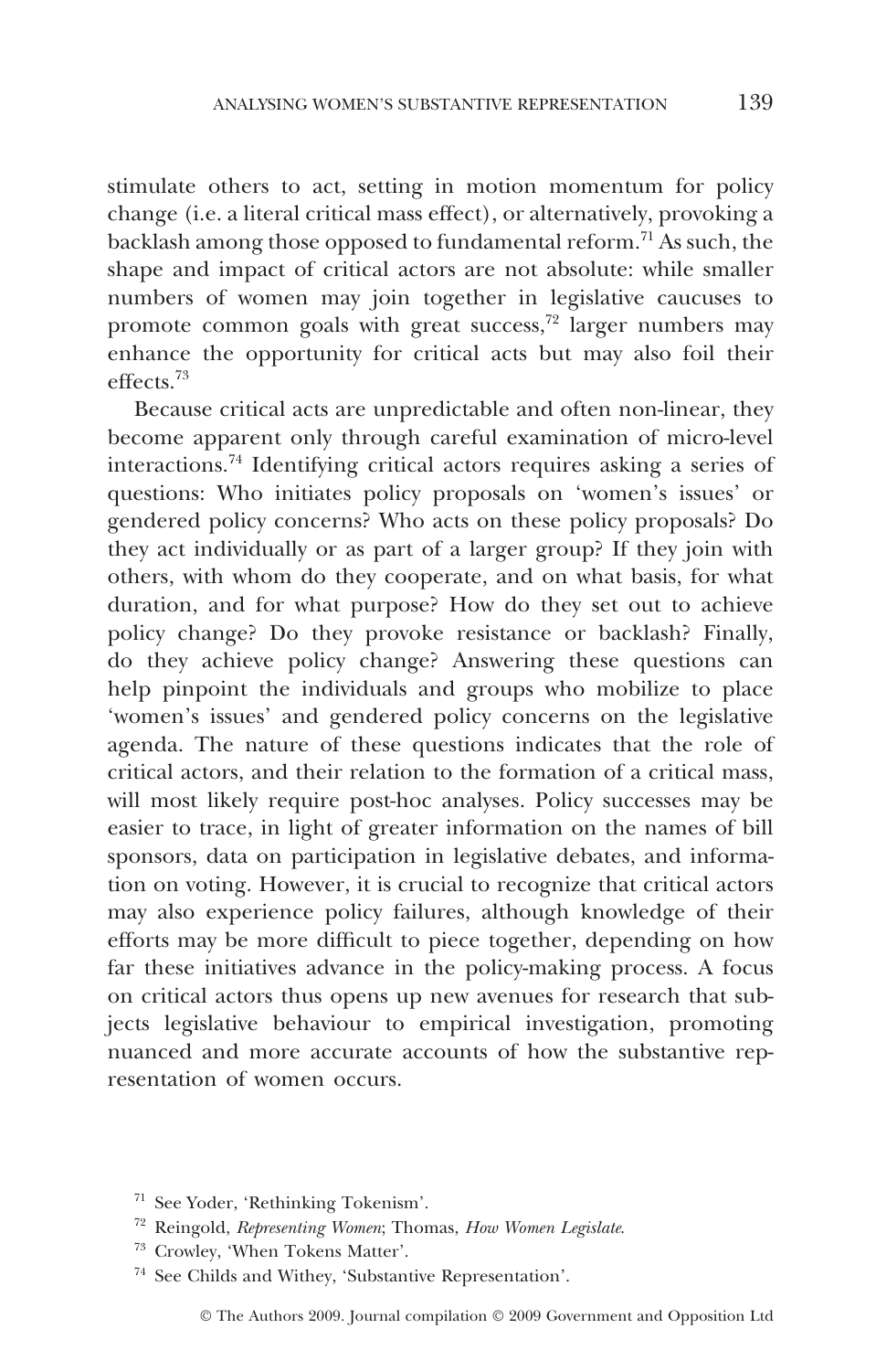stimulate others to act, setting in motion momentum for policy change (i.e. a literal critical mass effect), or alternatively, provoking a backlash among those opposed to fundamental reform.[71] As such, the shape and impact of critical actors are not absolute: while smaller numbers of women may join together in legislative caucuses to promote common goals with great success,[72] larger numbers may enhance the opportunity for critical acts but may also foil their effects.[73]

Because critical acts are unpredictable and often non-linear, they become apparent only through careful examination of micro-level interactions.[74] Identifying critical actors requires asking a series of questions: Who initiates policy proposals on 'women's issues' or gendered policy concerns? Who acts on these policy proposals? Do they act individually or as part of a larger group? If they join with others, with whom do they cooperate, and on what basis, for what duration, and for what purpose? How do they set out to achieve policy change? Do they provoke resistance or backlash? Finally, do they achieve policy change? Answering these questions can help pinpoint the individuals and groups who mobilize to place 'women's issues' and gendered policy concerns on the legislative agenda. The nature of these questions indicates that the role of critical actors, and their relation to the formation of a critical mass, will most likely require post-hoc analyses. Policy successes may be easier to trace, in light of greater information on the names of bill sponsors, data on participation in legislative debates, and information on voting. However, it is crucial to recognize that critical actors may also experience policy failures, although knowledge of their efforts may be more difficult to piece together, depending on how far these initiatives advance in the policy-making process. A focus on critical actors thus opens up new avenues for research that subjects legislative behaviour to empirical investigation, promoting nuanced and more accurate accounts of how the substantive representation of women occurs.

[71] See Yoder, 'Rethinking Tokenism'.

[72] Reingold, *Representing Women*; Thomas, *How Women Legislate*.

[73] Crowley, 'When Tokens Matter'.

[74] See Childs and Withey, 'Substantive Representation'.

© The Authors 2009. Journal compilation © 2009 Government and Opposition Ltd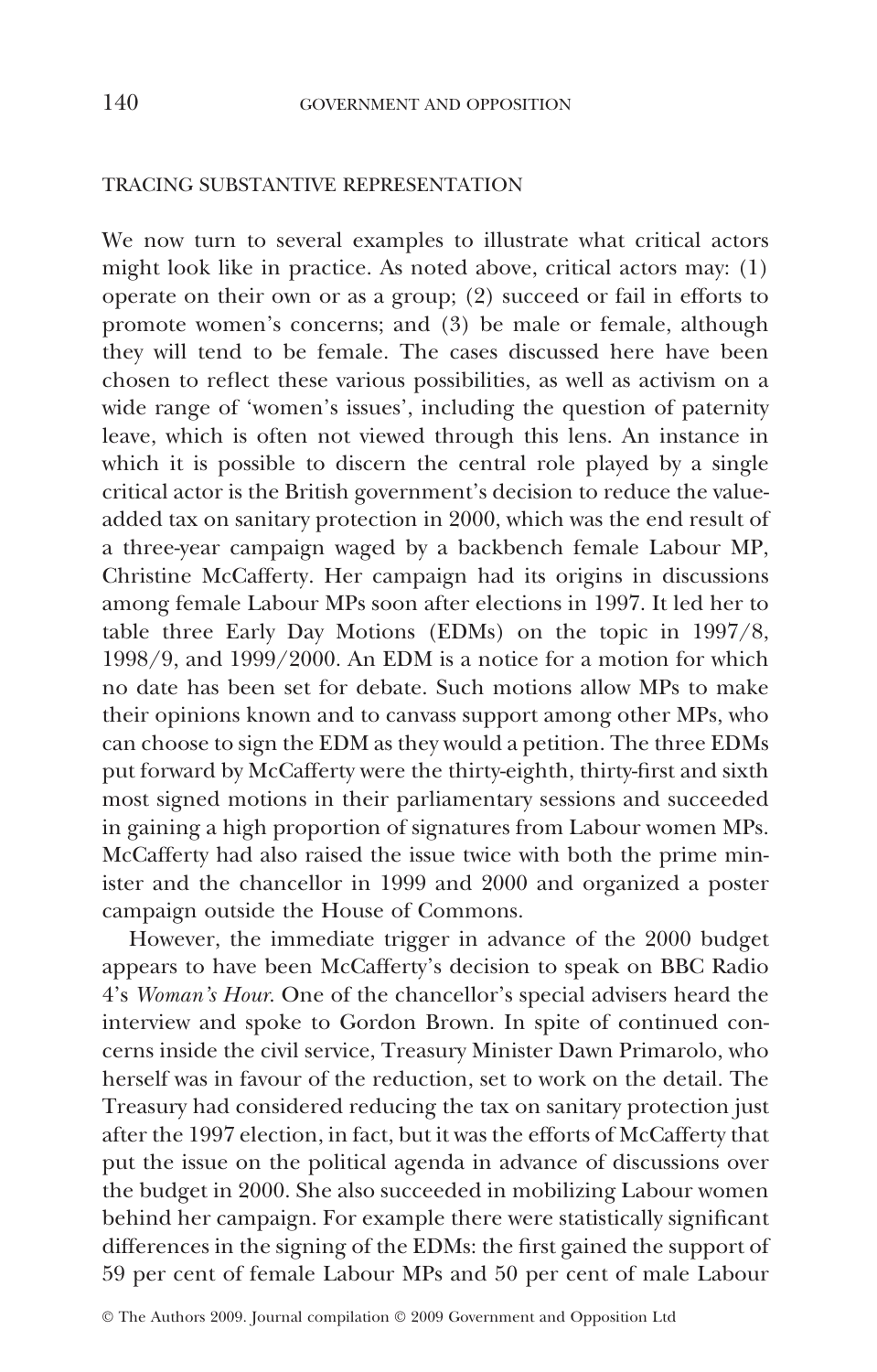## TRACING SUBSTANTIVE REPRESENTATION

We now turn to several examples to illustrate what critical actors might look like in practice. As noted above, critical actors may: (1) operate on their own or as a group; (2) succeed or fail in efforts to promote women's concerns; and (3) be male or female, although they will tend to be female. The cases discussed here have been chosen to reflect these various possibilities, as well as activism on a wide range of 'women's issues', including the question of paternity leave, which is often not viewed through this lens. An instance in which it is possible to discern the central role played by a single critical actor is the British government's decision to reduce the value-added tax on sanitary protection in 2000, which was the end result of a three-year campaign waged by a backbench female Labour MP, Christine McCafferty. Her campaign had its origins in discussions among female Labour MPs soon after elections in 1997. It led her to table three Early Day Motions (EDMs) on the topic in 1997/8, 1998/9, and 1999/2000. An EDM is a notice for a motion for which no date has been set for debate. Such motions allow MPs to make their opinions known and to canvass support among other MPs, who can choose to sign the EDM as they would a petition. The three EDMs put forward by McCafferty were the thirty-eighth, thirty-first and sixth most signed motions in their parliamentary sessions and succeeded in gaining a high proportion of signatures from Labour women MPs. McCafferty had also raised the issue twice with both the prime minister and the chancellor in 1999 and 2000 and organized a poster campaign outside the House of Commons.

However, the immediate trigger in advance of the 2000 budget appears to have been McCafferty's decision to speak on BBC Radio 4's *Woman's Hour*. One of the chancellor's special advisers heard the interview and spoke to Gordon Brown. In spite of continued concerns inside the civil service, Treasury Minister Dawn Primarolo, who herself was in favour of the reduction, set to work on the detail. The Treasury had considered reducing the tax on sanitary protection just after the 1997 election, in fact, but it was the efforts of McCafferty that put the issue on the political agenda in advance of discussions over the budget in 2000. She also succeeded in mobilizing Labour women behind her campaign. For example there were statistically significant differences in the signing of the EDMs: the first gained the support of 59 per cent of female Labour MPs and 50 per cent of male Labour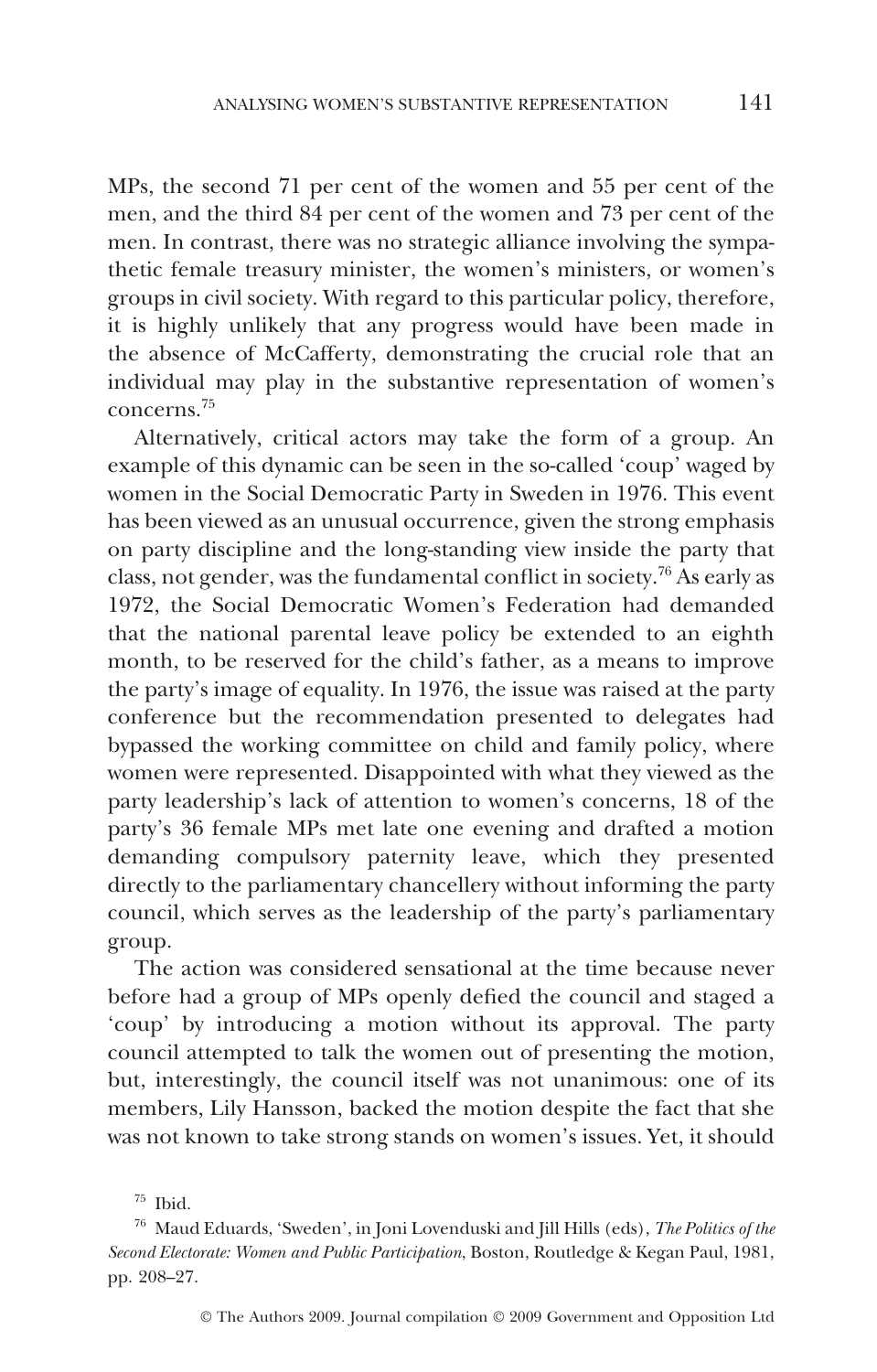MPs, the second 71 per cent of the women and 55 per cent of the men, and the third 84 per cent of the women and 73 per cent of the men. In contrast, there was no strategic alliance involving the sympathetic female treasury minister, the women's ministers, or women's groups in civil society. With regard to this particular policy, therefore, it is highly unlikely that any progress would have been made in the absence of McCafferty, demonstrating the crucial role that an individual may play in the substantive representation of women's concerns.[75]

Alternatively, critical actors may take the form of a group. An example of this dynamic can be seen in the so-called 'coup' waged by women in the Social Democratic Party in Sweden in 1976. This event has been viewed as an unusual occurrence, given the strong emphasis on party discipline and the long-standing view inside the party that class, not gender, was the fundamental conflict in society.[76] As early as 1972, the Social Democratic Women's Federation had demanded that the national parental leave policy be extended to an eighth month, to be reserved for the child's father, as a means to improve the party's image of equality. In 1976, the issue was raised at the party conference but the recommendation presented to delegates had bypassed the working committee on child and family policy, where women were represented. Disappointed with what they viewed as the party leadership's lack of attention to women's concerns, 18 of the party's 36 female MPs met late one evening and drafted a motion demanding compulsory paternity leave, which they presented directly to the parliamentary chancellery without informing the party council, which serves as the leadership of the party's parliamentary group.

The action was considered sensational at the time because never before had a group of MPs openly defied the council and staged a 'coup' by introducing a motion without its approval. The party council attempted to talk the women out of presenting the motion, but, interestingly, the council itself was not unanimous: one of its members, Lily Hansson, backed the motion despite the fact that she was not known to take strong stands on women's issues. Yet, it should

[75] Ibid.

[76] Maud Eduards, 'Sweden', in Joni Lovenduski and Jill Hills (eds), *The Politics of the Second Electorate: Women and Public Participation*, Boston, Routledge & Kegan Paul, 1981, pp. 208–27.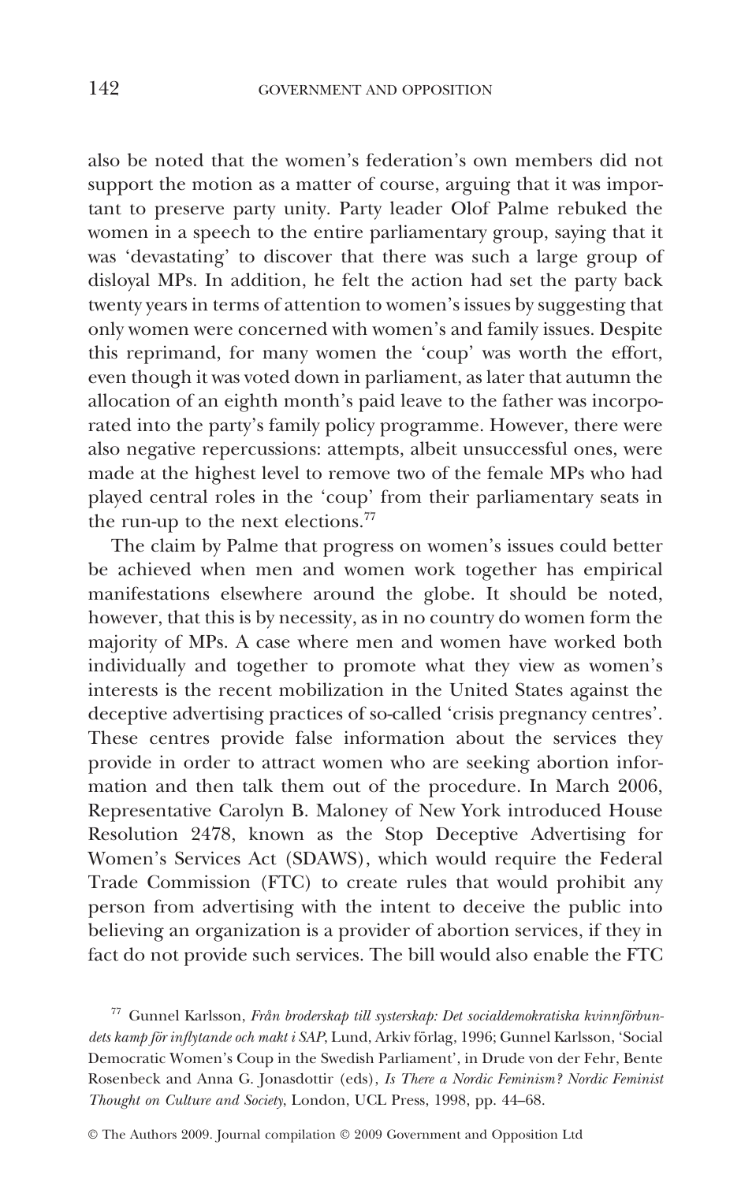also be noted that the women's federation's own members did not support the motion as a matter of course, arguing that it was important to preserve party unity. Party leader Olof Palme rebuked the women in a speech to the entire parliamentary group, saying that it was 'devastating' to discover that there was such a large group of disloyal MPs. In addition, he felt the action had set the party back twenty years in terms of attention to women's issues by suggesting that only women were concerned with women's and family issues. Despite this reprimand, for many women the 'coup' was worth the effort, even though it was voted down in parliament, as later that autumn the allocation of an eighth month's paid leave to the father was incorporated into the party's family policy programme. However, there were also negative repercussions: attempts, albeit unsuccessful ones, were made at the highest level to remove two of the female MPs who had played central roles in the 'coup' from their parliamentary seats in the run-up to the next elections.[77]

The claim by Palme that progress on women's issues could better be achieved when men and women work together has empirical manifestations elsewhere around the globe. It should be noted, however, that this is by necessity, as in no country do women form the majority of MPs. A case where men and women have worked both individually and together to promote what they view as women's interests is the recent mobilization in the United States against the deceptive advertising practices of so-called 'crisis pregnancy centres'. These centres provide false information about the services they provide in order to attract women who are seeking abortion information and then talk them out of the procedure. In March 2006, Representative Carolyn B. Maloney of New York introduced House Resolution 2478, known as the Stop Deceptive Advertising for Women's Services Act (SDAWS), which would require the Federal Trade Commission (FTC) to create rules that would prohibit any person from advertising with the intent to deceive the public into believing an organization is a provider of abortion services, if they in fact do not provide such services. The bill would also enable the FTC

[77] Gunnel Karlsson, *Från broderskap till systerskap: Det socialdemokratiska kvinnförbundets kamp för inflytande och makt i SAP*, Lund, Arkiv förlag, 1996; Gunnel Karlsson, 'Social Democratic Women's Coup in the Swedish Parliament', in Drude von der Fehr, Bente Rosenbeck and Anna G. Jonasdottir (eds), *Is There a Nordic Feminism? Nordic Feminist Thought on Culture and Society*, London, UCL Press, 1998, pp. 44–68.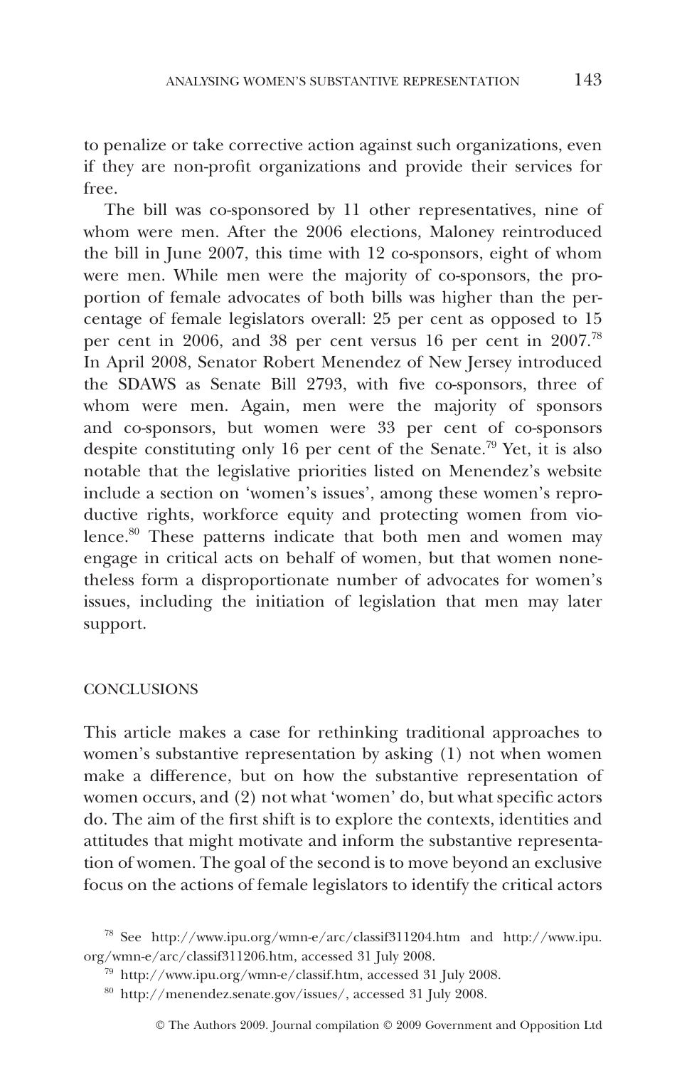to penalize or take corrective action against such organizations, even if they are non-profit organizations and provide their services for free.

The bill was co-sponsored by 11 other representatives, nine of whom were men. After the 2006 elections, Maloney reintroduced the bill in June 2007, this time with 12 co-sponsors, eight of whom were men. While men were the majority of co-sponsors, the proportion of female advocates of both bills was higher than the percentage of female legislators overall: 25 per cent as opposed to 15 per cent in 2006, and 38 per cent versus 16 per cent in 2007.[78] In April 2008, Senator Robert Menendez of New Jersey introduced the SDAWS as Senate Bill 2793, with five co-sponsors, three of whom were men. Again, men were the majority of sponsors and co-sponsors, but women were 33 per cent of co-sponsors despite constituting only 16 per cent of the Senate.[79] Yet, it is also notable that the legislative priorities listed on Menendez's website include a section on 'women's issues', among these women's reproductive rights, workforce equity and protecting women from violence.[80] These patterns indicate that both men and women may engage in critical acts on behalf of women, but that women nonetheless form a disproportionate number of advocates for women's issues, including the initiation of legislation that men may later support.

## CONCLUSIONS

This article makes a case for rethinking traditional approaches to women's substantive representation by asking (1) not when women make a difference, but on how the substantive representation of women occurs, and (2) not what 'women' do, but what specific actors do. The aim of the first shift is to explore the contexts, identities and attitudes that might motivate and inform the substantive representation of women. The goal of the second is to move beyond an exclusive focus on the actions of female legislators to identify the critical actors

[78] See http://www.ipu.org/wmn-e/arc/classif311204.htm and http://www.ipu.org/wmn-e/arc/classif311206.htm, accessed 31 July 2008.

[79] http://www.ipu.org/wmn-e/classif.htm, accessed 31 July 2008.

[80] http://menendez.senate.gov/issues/, accessed 31 July 2008.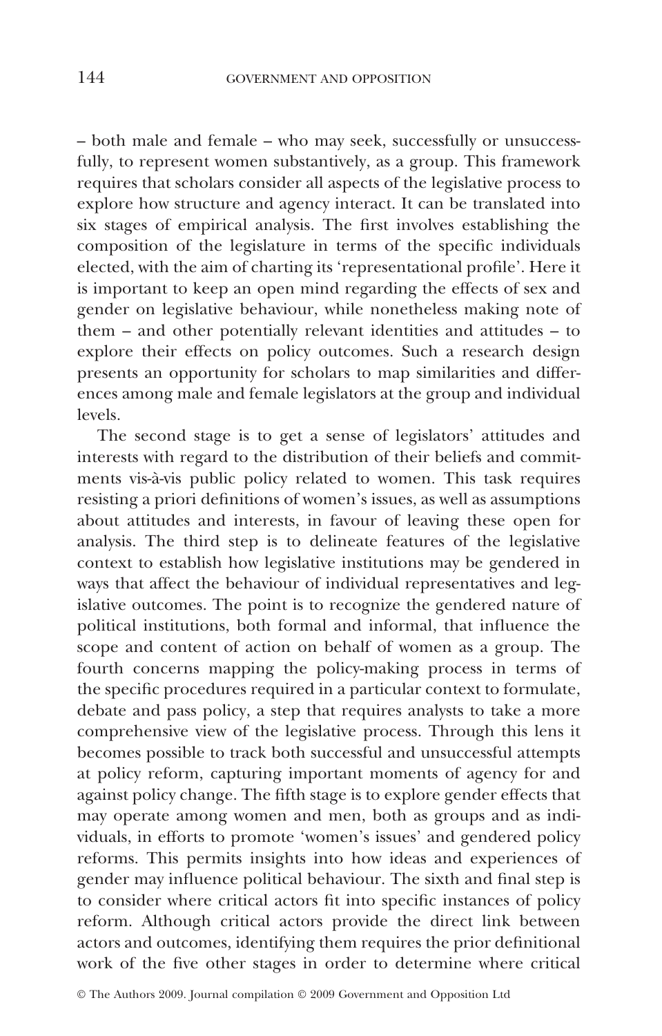– both male and female – who may seek, successfully or unsuccessfully, to represent women substantively, as a group. This framework requires that scholars consider all aspects of the legislative process to explore how structure and agency interact. It can be translated into six stages of empirical analysis. The first involves establishing the composition of the legislature in terms of the specific individuals elected, with the aim of charting its 'representational profile'. Here it is important to keep an open mind regarding the effects of sex and gender on legislative behaviour, while nonetheless making note of them – and other potentially relevant identities and attitudes – to explore their effects on policy outcomes. Such a research design presents an opportunity for scholars to map similarities and differences among male and female legislators at the group and individual levels.

The second stage is to get a sense of legislators' attitudes and interests with regard to the distribution of their beliefs and commitments vis-à-vis public policy related to women. This task requires resisting a priori definitions of women's issues, as well as assumptions about attitudes and interests, in favour of leaving these open for analysis. The third step is to delineate features of the legislative context to establish how legislative institutions may be gendered in ways that affect the behaviour of individual representatives and legislative outcomes. The point is to recognize the gendered nature of political institutions, both formal and informal, that influence the scope and content of action on behalf of women as a group. The fourth concerns mapping the policy-making process in terms of the specific procedures required in a particular context to formulate, debate and pass policy, a step that requires analysts to take a more comprehensive view of the legislative process. Through this lens it becomes possible to track both successful and unsuccessful attempts at policy reform, capturing important moments of agency for and against policy change. The fifth stage is to explore gender effects that may operate among women and men, both as groups and as individuals, in efforts to promote 'women's issues' and gendered policy reforms. This permits insights into how ideas and experiences of gender may influence political behaviour. The sixth and final step is to consider where critical actors fit into specific instances of policy reform. Although critical actors provide the direct link between actors and outcomes, identifying them requires the prior definitional work of the five other stages in order to determine where critical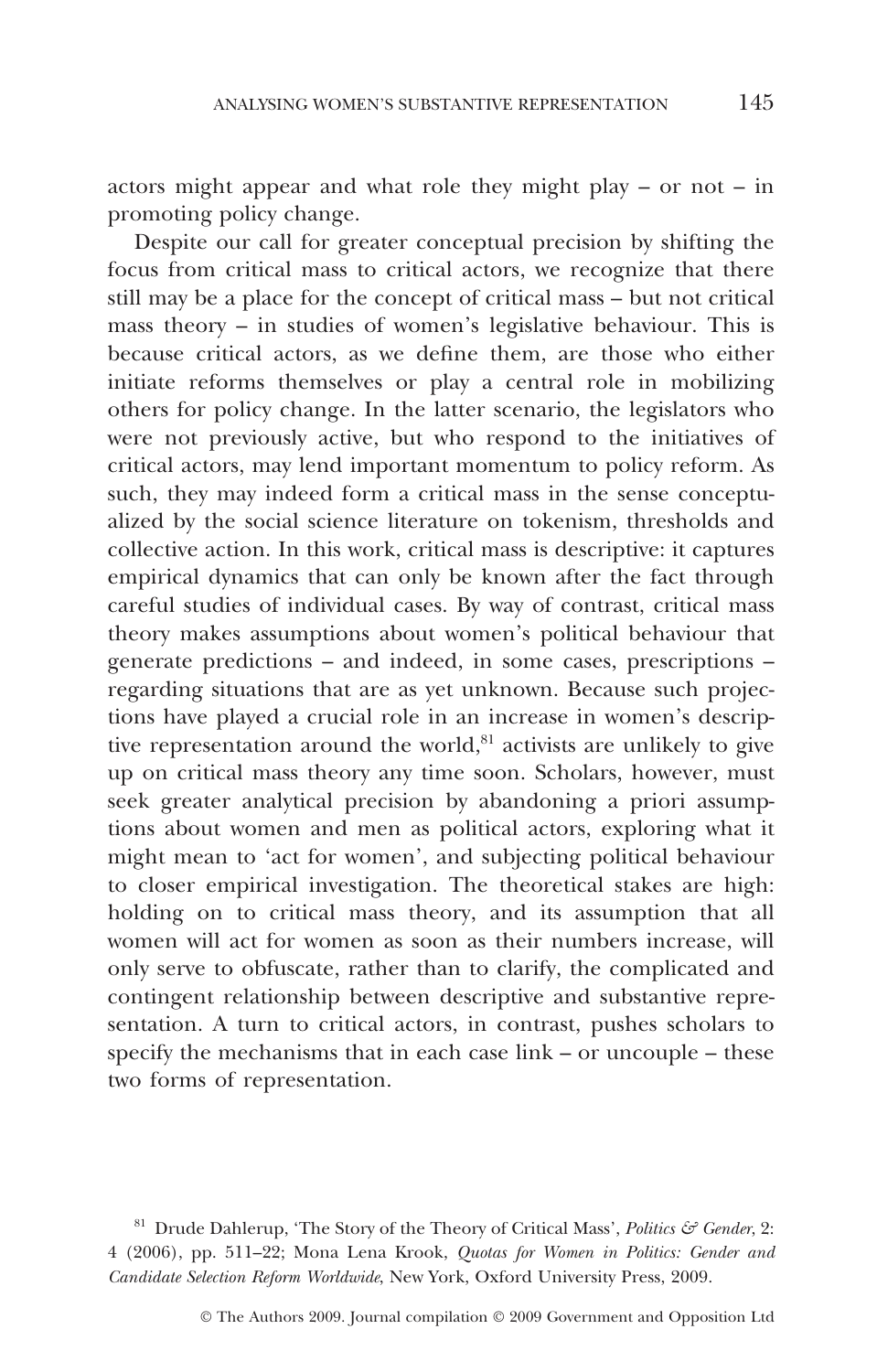actors might appear and what role they might play – or not – in promoting policy change.

Despite our call for greater conceptual precision by shifting the focus from critical mass to critical actors, we recognize that there still may be a place for the concept of critical mass – but not critical mass theory – in studies of women's legislative behaviour. This is because critical actors, as we define them, are those who either initiate reforms themselves or play a central role in mobilizing others for policy change. In the latter scenario, the legislators who were not previously active, but who respond to the initiatives of critical actors, may lend important momentum to policy reform. As such, they may indeed form a critical mass in the sense conceptualized by the social science literature on tokenism, thresholds and collective action. In this work, critical mass is descriptive: it captures empirical dynamics that can only be known after the fact through careful studies of individual cases. By way of contrast, critical mass theory makes assumptions about women's political behaviour that generate predictions – and indeed, in some cases, prescriptions – regarding situations that are as yet unknown. Because such projections have played a crucial role in an increase in women's descriptive representation around the world,[81] activists are unlikely to give up on critical mass theory any time soon. Scholars, however, must seek greater analytical precision by abandoning a priori assumptions about women and men as political actors, exploring what it might mean to 'act for women', and subjecting political behaviour to closer empirical investigation. The theoretical stakes are high: holding on to critical mass theory, and its assumption that all women will act for women as soon as their numbers increase, will only serve to obfuscate, rather than to clarify, the complicated and contingent relationship between descriptive and substantive representation. A turn to critical actors, in contrast, pushes scholars to specify the mechanisms that in each case link – or uncouple – these two forms of representation.

[81] Drude Dahlerup, 'The Story of the Theory of Critical Mass', *Politics & Gender*, 2: 4 (2006), pp. 511–22; Mona Lena Krook, *Quotas for Women in Politics: Gender and Candidate Selection Reform Worldwide*, New York, Oxford University Press, 2009.

© The Authors 2009. Journal compilation © 2009 Government and Opposition Ltd